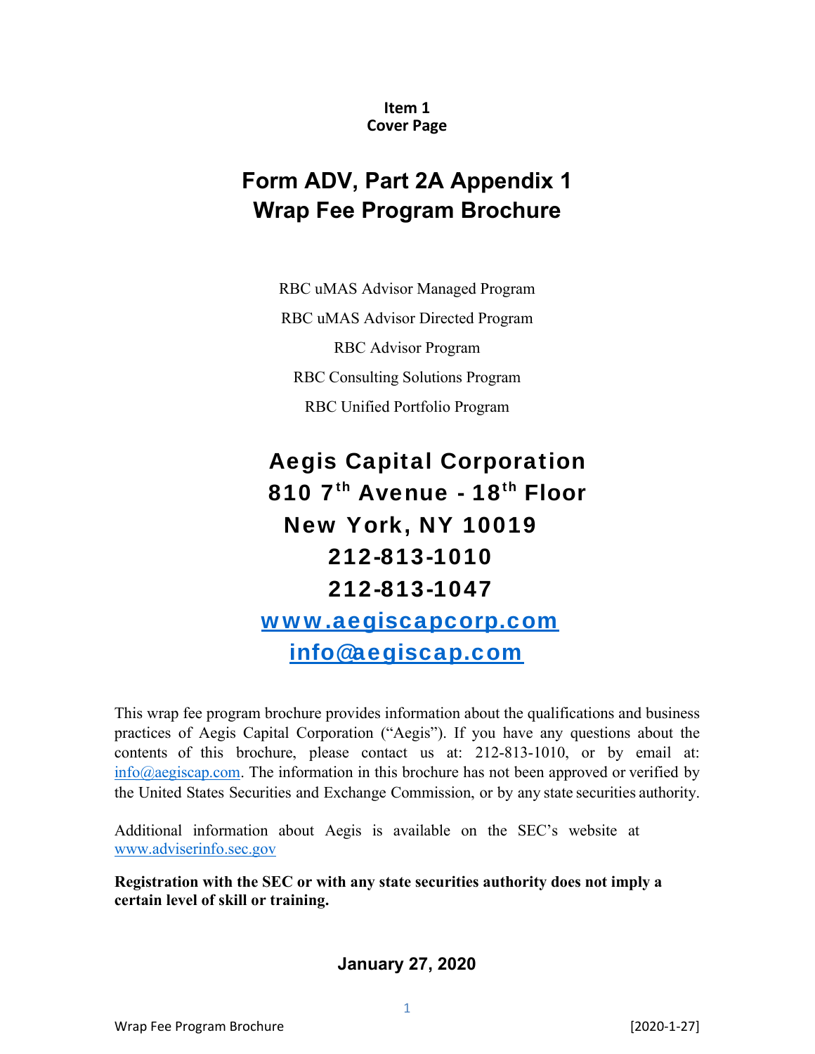**Item 1**
**Cover Page**

# Form ADV, Part 2A Appendix 1 Wrap Fee Program Brochure

RBC uMAS Advisor Managed Program

RBC uMAS Advisor Directed Program

RBC Advisor Program

RBC Consulting Solutions Program

RBC Unified Portfolio Program

## Aegis Capital Corporation
## 810 7th Avenue - 18th Floor
## New York, NY 10019
## 212-813-1010
## 212-813-1047
## www.aegiscapcorp.com
## info@aegiscap.com

This wrap fee program brochure provides information about the qualifications and business practices of Aegis Capital Corporation ("Aegis"). If you have any questions about the contents of this brochure, please contact us at: 212-813-1010, or by email at: info@aegiscap.com. The information in this brochure has not been approved or verified by the United States Securities and Exchange Commission, or by any state securities authority.

Additional information about Aegis is available on the SEC's website at www.adviserinfo.sec.gov

**Registration with the SEC or with any state securities authority does not imply a certain level of skill or training.**

**January 27, 2020**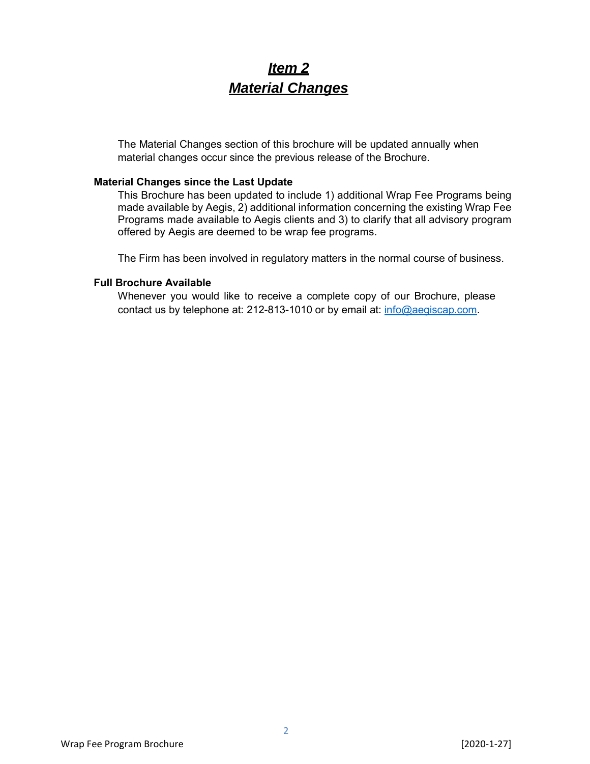# *Item 2*
# *Material Changes*

The Material Changes section of this brochure will be updated annually when material changes occur since the previous release of the Brochure.

**Material Changes since the Last Update**

This Brochure has been updated to include 1) additional Wrap Fee Programs being made available by Aegis, 2) additional information concerning the existing Wrap Fee Programs made available to Aegis clients and 3) to clarify that all advisory program offered by Aegis are deemed to be wrap fee programs.

The Firm has been involved in regulatory matters in the normal course of business.

**Full Brochure Available**

Whenever you would like to receive a complete copy of our Brochure, please contact us by telephone at: 212-813-1010 or by email at: info@aegiscap.com.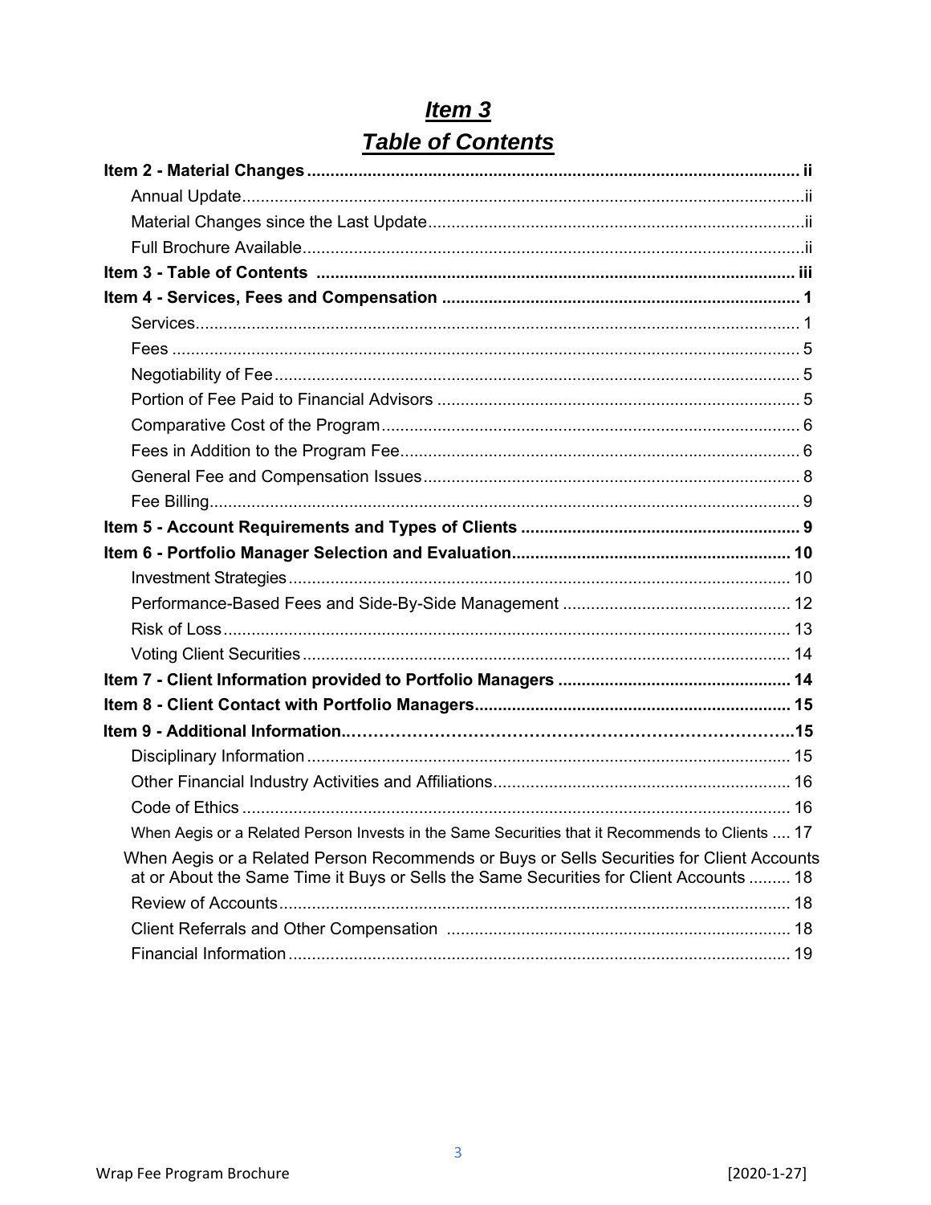# *Item 3*
# *Table of Contents*

**Item 2 - Material Changes** ......... **ii**
- Annual Update ......... ii
- Material Changes since the Last Update ......... ii
- Full Brochure Available ......... ii

**Item 3 - Table of Contents** ......... **iii**

**Item 4 - Services, Fees and Compensation** ......... **1**
- Services ......... 1
- Fees ......... 5
- Negotiability of Fee ......... 5
- Portion of Fee Paid to Financial Advisors ......... 5
- Comparative Cost of the Program ......... 6
- Fees in Addition to the Program Fee ......... 6
- General Fee and Compensation Issues ......... 8
- Fee Billing ......... 9

**Item 5 - Account Requirements and Types of Clients** ......... **9**

**Item 6 - Portfolio Manager Selection and Evaluation** ......... **10**
- Investment Strategies ......... 10
- Performance-Based Fees and Side-By-Side Management ......... 12
- Risk of Loss ......... 13
- Voting Client Securities ......... 14

**Item 7 - Client Information provided to Portfolio Managers** ......... **14**

**Item 8 - Client Contact with Portfolio Managers** ......... **15**

**Item 9 - Additional Information** ......... **15**
- Disciplinary Information ......... 15
- Other Financial Industry Activities and Affiliations ......... 16
- Code of Ethics ......... 16
- When Aegis or a Related Person Invests in the Same Securities that it Recommends to Clients ......... 17
- When Aegis or a Related Person Recommends or Buys or Sells Securities for Client Accounts at or About the Same Time it Buys or Sells the Same Securities for Client Accounts ......... 18
- Review of Accounts ......... 18
- Client Referrals and Other Compensation ......... 18
- Financial Information ......... 19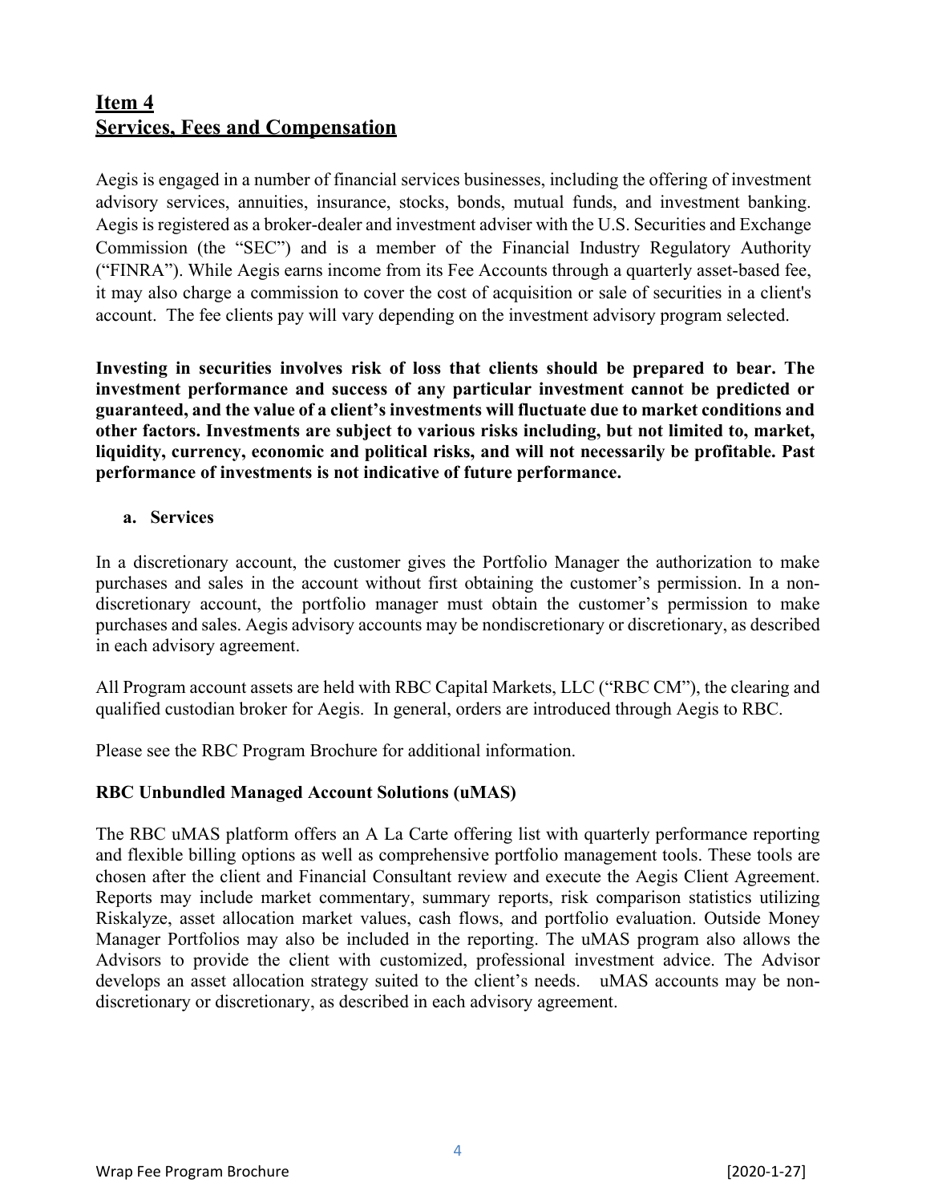## Item 4
## Services, Fees and Compensation

Aegis is engaged in a number of financial services businesses, including the offering of investment advisory services, annuities, insurance, stocks, bonds, mutual funds, and investment banking. Aegis is registered as a broker-dealer and investment adviser with the U.S. Securities and Exchange Commission (the "SEC") and is a member of the Financial Industry Regulatory Authority ("FINRA"). While Aegis earns income from its Fee Accounts through a quarterly asset-based fee, it may also charge a commission to cover the cost of acquisition or sale of securities in a client's account. The fee clients pay will vary depending on the investment advisory program selected.

**Investing in securities involves risk of loss that clients should be prepared to bear. The investment performance and success of any particular investment cannot be predicted or guaranteed, and the value of a client's investments will fluctuate due to market conditions and other factors. Investments are subject to various risks including, but not limited to, market, liquidity, currency, economic and political risks, and will not necessarily be profitable. Past performance of investments is not indicative of future performance.**

### a. Services

In a discretionary account, the customer gives the Portfolio Manager the authorization to make purchases and sales in the account without first obtaining the customer's permission. In a non-discretionary account, the portfolio manager must obtain the customer's permission to make purchases and sales. Aegis advisory accounts may be nondiscretionary or discretionary, as described in each advisory agreement.

All Program account assets are held with RBC Capital Markets, LLC ("RBC CM"), the clearing and qualified custodian broker for Aegis. In general, orders are introduced through Aegis to RBC.

Please see the RBC Program Brochure for additional information.

**RBC Unbundled Managed Account Solutions (uMAS)**

The RBC uMAS platform offers an A La Carte offering list with quarterly performance reporting and flexible billing options as well as comprehensive portfolio management tools. These tools are chosen after the client and Financial Consultant review and execute the Aegis Client Agreement. Reports may include market commentary, summary reports, risk comparison statistics utilizing Riskalyze, asset allocation market values, cash flows, and portfolio evaluation. Outside Money Manager Portfolios may also be included in the reporting. The uMAS program also allows the Advisors to provide the client with customized, professional investment advice. The Advisor develops an asset allocation strategy suited to the client's needs. uMAS accounts may be non-discretionary or discretionary, as described in each advisory agreement.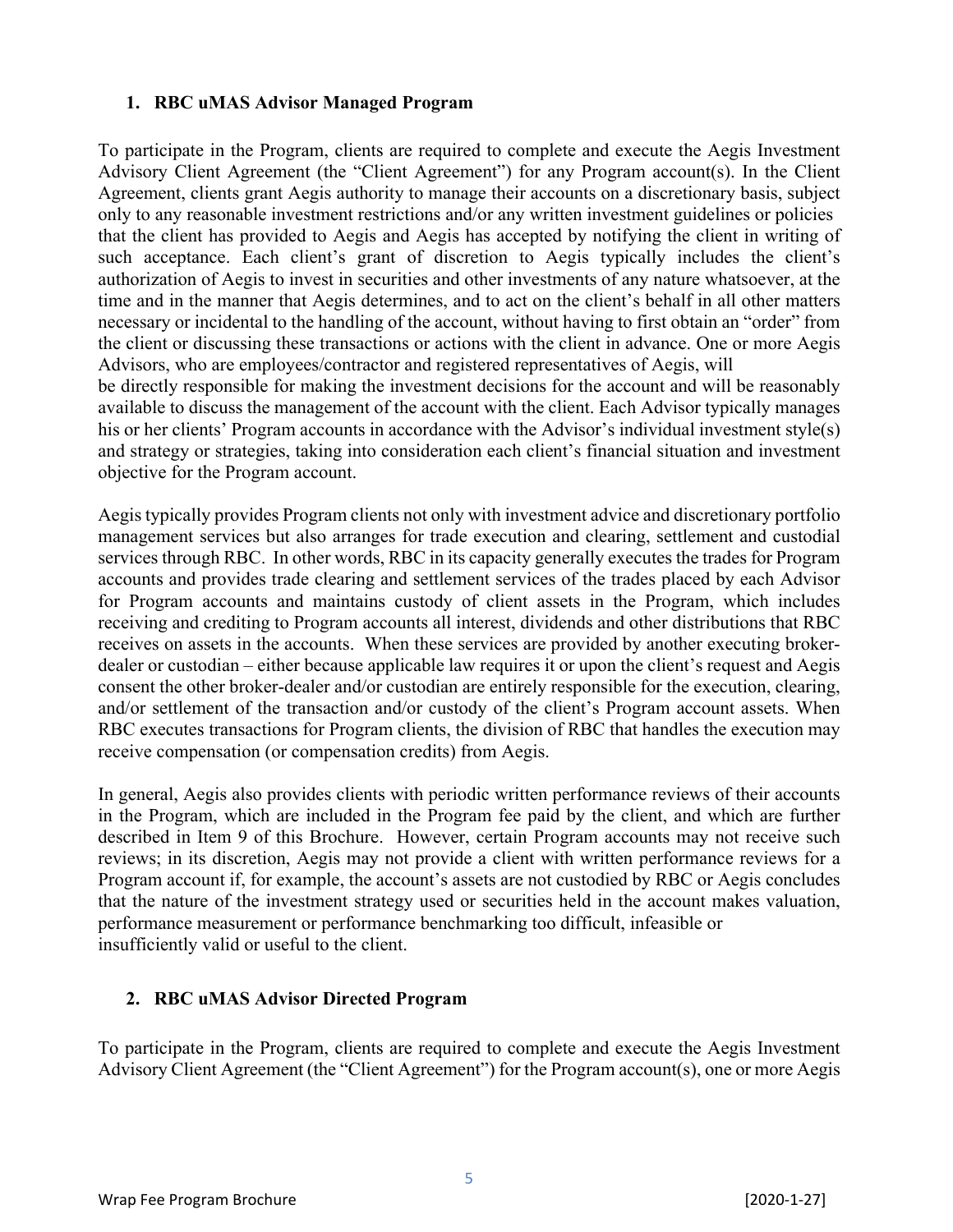### 1. RBC uMAS Advisor Managed Program

To participate in the Program, clients are required to complete and execute the Aegis Investment Advisory Client Agreement (the "Client Agreement") for any Program account(s). In the Client Agreement, clients grant Aegis authority to manage their accounts on a discretionary basis, subject only to any reasonable investment restrictions and/or any written investment guidelines or policies that the client has provided to Aegis and Aegis has accepted by notifying the client in writing of such acceptance. Each client's grant of discretion to Aegis typically includes the client's authorization of Aegis to invest in securities and other investments of any nature whatsoever, at the time and in the manner that Aegis determines, and to act on the client's behalf in all other matters necessary or incidental to the handling of the account, without having to first obtain an "order" from the client or discussing these transactions or actions with the client in advance. One or more Aegis Advisors, who are employees/contractor and registered representatives of Aegis, will be directly responsible for making the investment decisions for the account and will be reasonably available to discuss the management of the account with the client. Each Advisor typically manages his or her clients' Program accounts in accordance with the Advisor's individual investment style(s) and strategy or strategies, taking into consideration each client's financial situation and investment objective for the Program account.

Aegis typically provides Program clients not only with investment advice and discretionary portfolio management services but also arranges for trade execution and clearing, settlement and custodial services through RBC. In other words, RBC in its capacity generally executes the trades for Program accounts and provides trade clearing and settlement services of the trades placed by each Advisor for Program accounts and maintains custody of client assets in the Program, which includes receiving and crediting to Program accounts all interest, dividends and other distributions that RBC receives on assets in the accounts. When these services are provided by another executing broker-dealer or custodian – either because applicable law requires it or upon the client's request and Aegis consent the other broker-dealer and/or custodian are entirely responsible for the execution, clearing, and/or settlement of the transaction and/or custody of the client's Program account assets. When RBC executes transactions for Program clients, the division of RBC that handles the execution may receive compensation (or compensation credits) from Aegis.

In general, Aegis also provides clients with periodic written performance reviews of their accounts in the Program, which are included in the Program fee paid by the client, and which are further described in Item 9 of this Brochure. However, certain Program accounts may not receive such reviews; in its discretion, Aegis may not provide a client with written performance reviews for a Program account if, for example, the account's assets are not custodied by RBC or Aegis concludes that the nature of the investment strategy used or securities held in the account makes valuation, performance measurement or performance benchmarking too difficult, infeasible or insufficiently valid or useful to the client.

### 2. RBC uMAS Advisor Directed Program

To participate in the Program, clients are required to complete and execute the Aegis Investment Advisory Client Agreement (the "Client Agreement") for the Program account(s), one or more Aegis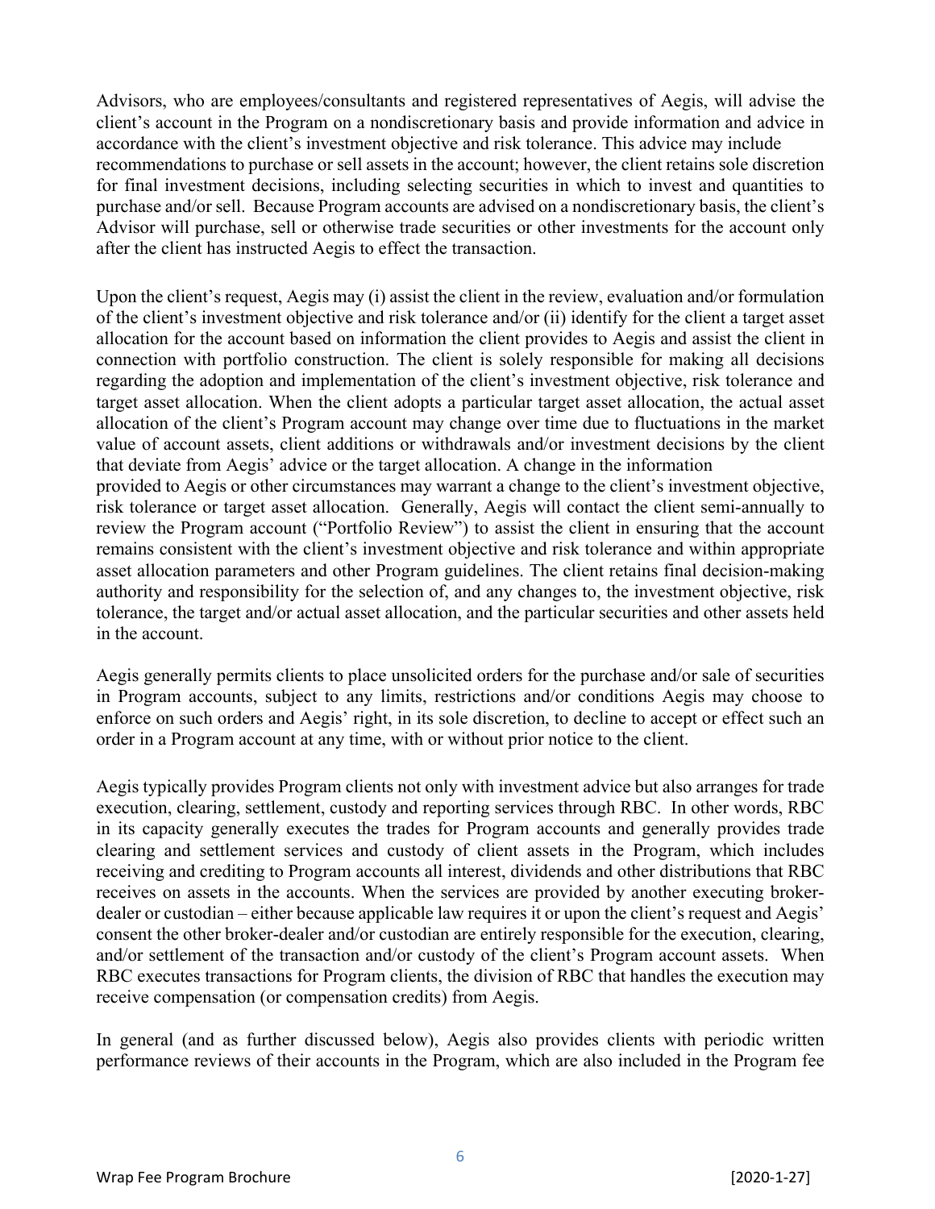Advisors, who are employees/consultants and registered representatives of Aegis, will advise the client's account in the Program on a nondiscretionary basis and provide information and advice in accordance with the client's investment objective and risk tolerance. This advice may include recommendations to purchase or sell assets in the account; however, the client retains sole discretion for final investment decisions, including selecting securities in which to invest and quantities to purchase and/or sell. Because Program accounts are advised on a nondiscretionary basis, the client's Advisor will purchase, sell or otherwise trade securities or other investments for the account only after the client has instructed Aegis to effect the transaction.

Upon the client's request, Aegis may (i) assist the client in the review, evaluation and/or formulation of the client's investment objective and risk tolerance and/or (ii) identify for the client a target asset allocation for the account based on information the client provides to Aegis and assist the client in connection with portfolio construction. The client is solely responsible for making all decisions regarding the adoption and implementation of the client's investment objective, risk tolerance and target asset allocation. When the client adopts a particular target asset allocation, the actual asset allocation of the client's Program account may change over time due to fluctuations in the market value of account assets, client additions or withdrawals and/or investment decisions by the client that deviate from Aegis' advice or the target allocation. A change in the information provided to Aegis or other circumstances may warrant a change to the client's investment objective, risk tolerance or target asset allocation. Generally, Aegis will contact the client semi-annually to review the Program account ("Portfolio Review") to assist the client in ensuring that the account remains consistent with the client's investment objective and risk tolerance and within appropriate asset allocation parameters and other Program guidelines. The client retains final decision-making authority and responsibility for the selection of, and any changes to, the investment objective, risk tolerance, the target and/or actual asset allocation, and the particular securities and other assets held in the account.

Aegis generally permits clients to place unsolicited orders for the purchase and/or sale of securities in Program accounts, subject to any limits, restrictions and/or conditions Aegis may choose to enforce on such orders and Aegis' right, in its sole discretion, to decline to accept or effect such an order in a Program account at any time, with or without prior notice to the client.

Aegis typically provides Program clients not only with investment advice but also arranges for trade execution, clearing, settlement, custody and reporting services through RBC. In other words, RBC in its capacity generally executes the trades for Program accounts and generally provides trade clearing and settlement services and custody of client assets in the Program, which includes receiving and crediting to Program accounts all interest, dividends and other distributions that RBC receives on assets in the accounts. When the services are provided by another executing broker-dealer or custodian – either because applicable law requires it or upon the client's request and Aegis' consent the other broker-dealer and/or custodian are entirely responsible for the execution, clearing, and/or settlement of the transaction and/or custody of the client's Program account assets. When RBC executes transactions for Program clients, the division of RBC that handles the execution may receive compensation (or compensation credits) from Aegis.

In general (and as further discussed below), Aegis also provides clients with periodic written performance reviews of their accounts in the Program, which are also included in the Program fee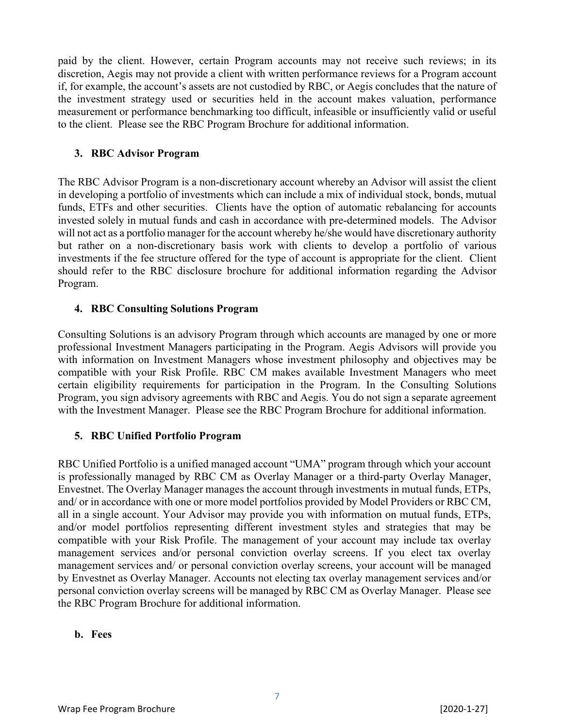paid by the client. However, certain Program accounts may not receive such reviews; in its discretion, Aegis may not provide a client with written performance reviews for a Program account if, for example, the account's assets are not custodied by RBC, or Aegis concludes that the nature of the investment strategy used or securities held in the account makes valuation, performance measurement or performance benchmarking too difficult, infeasible or insufficiently valid or useful to the client. Please see the RBC Program Brochure for additional information.

### 3. RBC Advisor Program

The RBC Advisor Program is a non-discretionary account whereby an Advisor will assist the client in developing a portfolio of investments which can include a mix of individual stock, bonds, mutual funds, ETFs and other securities. Clients have the option of automatic rebalancing for accounts invested solely in mutual funds and cash in accordance with pre-determined models. The Advisor will not act as a portfolio manager for the account whereby he/she would have discretionary authority but rather on a non-discretionary basis work with clients to develop a portfolio of various investments if the fee structure offered for the type of account is appropriate for the client. Client should refer to the RBC disclosure brochure for additional information regarding the Advisor Program.

### 4. RBC Consulting Solutions Program

Consulting Solutions is an advisory Program through which accounts are managed by one or more professional Investment Managers participating in the Program. Aegis Advisors will provide you with information on Investment Managers whose investment philosophy and objectives may be compatible with your Risk Profile. RBC CM makes available Investment Managers who meet certain eligibility requirements for participation in the Program. In the Consulting Solutions Program, you sign advisory agreements with RBC and Aegis. You do not sign a separate agreement with the Investment Manager. Please see the RBC Program Brochure for additional information.

### 5. RBC Unified Portfolio Program

RBC Unified Portfolio is a unified managed account "UMA" program through which your account is professionally managed by RBC CM as Overlay Manager or a third-party Overlay Manager, Envestnet. The Overlay Manager manages the account through investments in mutual funds, ETPs, and/ or in accordance with one or more model portfolios provided by Model Providers or RBC CM, all in a single account. Your Advisor may provide you with information on mutual funds, ETPs, and/or model portfolios representing different investment styles and strategies that may be compatible with your Risk Profile. The management of your account may include tax overlay management services and/or personal conviction overlay screens. If you elect tax overlay management services and/ or personal conviction overlay screens, your account will be managed by Envestnet as Overlay Manager. Accounts not electing tax overlay management services and/or personal conviction overlay screens will be managed by RBC CM as Overlay Manager. Please see the RBC Program Brochure for additional information.

## b. Fees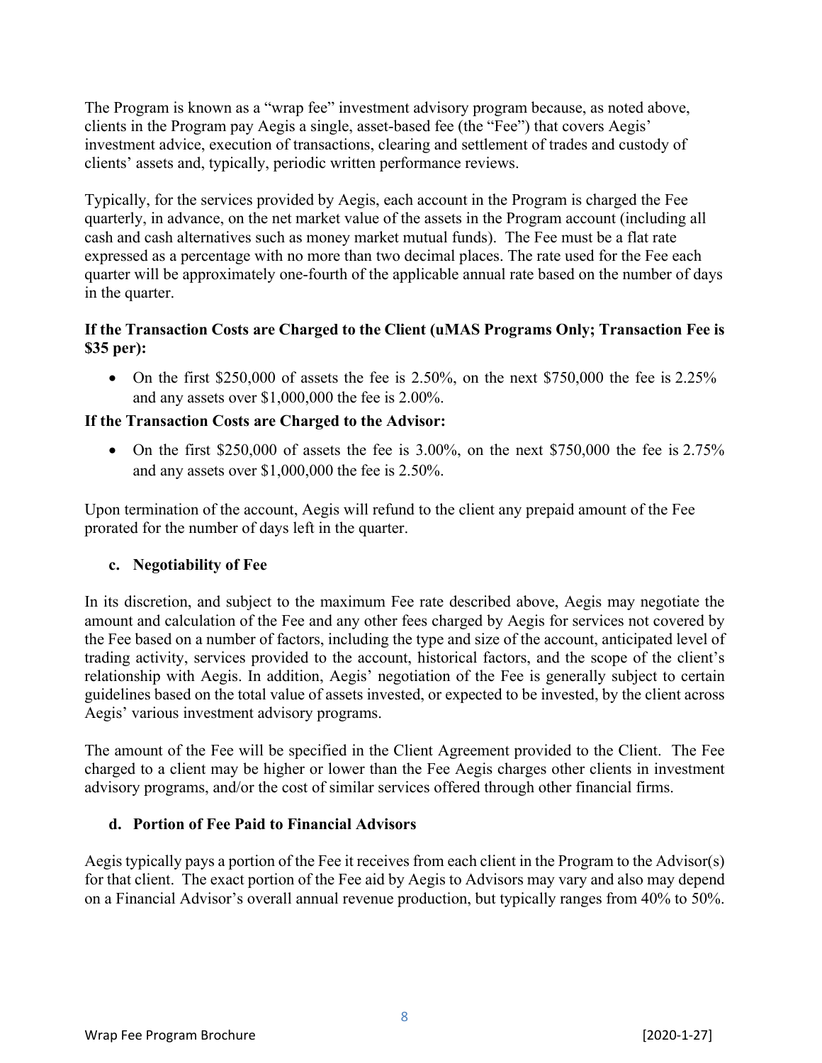The Program is known as a "wrap fee" investment advisory program because, as noted above, clients in the Program pay Aegis a single, asset-based fee (the "Fee") that covers Aegis' investment advice, execution of transactions, clearing and settlement of trades and custody of clients' assets and, typically, periodic written performance reviews.

Typically, for the services provided by Aegis, each account in the Program is charged the Fee quarterly, in advance, on the net market value of the assets in the Program account (including all cash and cash alternatives such as money market mutual funds). The Fee must be a flat rate expressed as a percentage with no more than two decimal places. The rate used for the Fee each quarter will be approximately one-fourth of the applicable annual rate based on the number of days in the quarter.

**If the Transaction Costs are Charged to the Client (uMAS Programs Only; Transaction Fee is $35 per):**

- On the first $250,000 of assets the fee is 2.50%, on the next $750,000 the fee is 2.25% and any assets over $1,000,000 the fee is 2.00%.

**If the Transaction Costs are Charged to the Advisor:**

- On the first $250,000 of assets the fee is 3.00%, on the next $750,000 the fee is 2.75% and any assets over $1,000,000 the fee is 2.50%.

Upon termination of the account, Aegis will refund to the client any prepaid amount of the Fee prorated for the number of days left in the quarter.

### c. Negotiability of Fee

In its discretion, and subject to the maximum Fee rate described above, Aegis may negotiate the amount and calculation of the Fee and any other fees charged by Aegis for services not covered by the Fee based on a number of factors, including the type and size of the account, anticipated level of trading activity, services provided to the account, historical factors, and the scope of the client's relationship with Aegis. In addition, Aegis' negotiation of the Fee is generally subject to certain guidelines based on the total value of assets invested, or expected to be invested, by the client across Aegis' various investment advisory programs.

The amount of the Fee will be specified in the Client Agreement provided to the Client. The Fee charged to a client may be higher or lower than the Fee Aegis charges other clients in investment advisory programs, and/or the cost of similar services offered through other financial firms.

### d. Portion of Fee Paid to Financial Advisors

Aegis typically pays a portion of the Fee it receives from each client in the Program to the Advisor(s) for that client. The exact portion of the Fee aid by Aegis to Advisors may vary and also may depend on a Financial Advisor's overall annual revenue production, but typically ranges from 40% to 50%.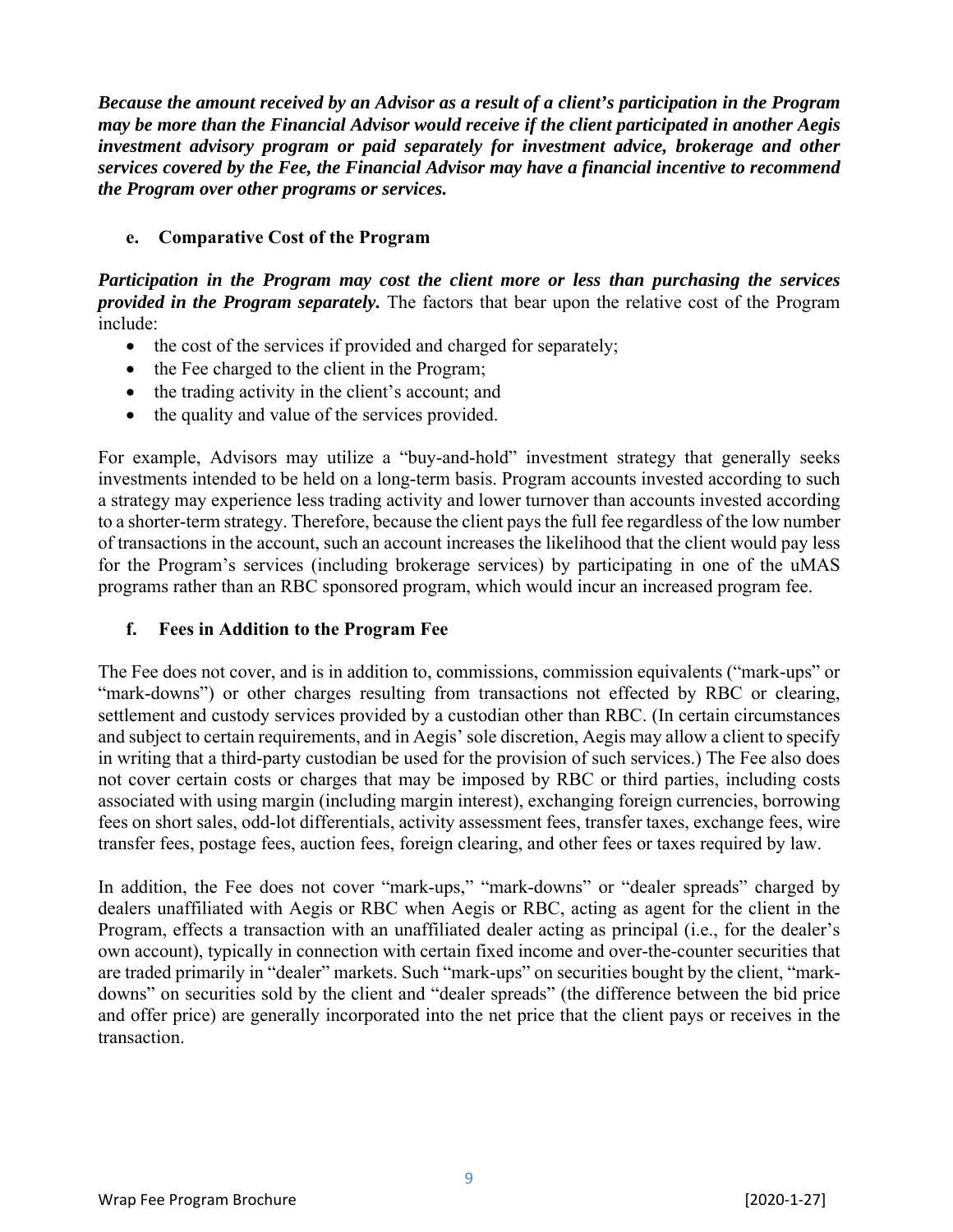***Because the amount received by an Advisor as a result of a client's participation in the Program may be more than the Financial Advisor would receive if the client participated in another Aegis investment advisory program or paid separately for investment advice, brokerage and other services covered by the Fee, the Financial Advisor may have a financial incentive to recommend the Program over other programs or services.***

### e. Comparative Cost of the Program

***Participation in the Program may cost the client more or less than purchasing the services provided in the Program separately.*** The factors that bear upon the relative cost of the Program include:

- the cost of the services if provided and charged for separately;
- the Fee charged to the client in the Program;
- the trading activity in the client's account; and
- the quality and value of the services provided.

For example, Advisors may utilize a "buy-and-hold" investment strategy that generally seeks investments intended to be held on a long-term basis. Program accounts invested according to such a strategy may experience less trading activity and lower turnover than accounts invested according to a shorter-term strategy. Therefore, because the client pays the full fee regardless of the low number of transactions in the account, such an account increases the likelihood that the client would pay less for the Program's services (including brokerage services) by participating in one of the uMAS programs rather than an RBC sponsored program, which would incur an increased program fee.

### f. Fees in Addition to the Program Fee

The Fee does not cover, and is in addition to, commissions, commission equivalents ("mark-ups" or "mark-downs") or other charges resulting from transactions not effected by RBC or clearing, settlement and custody services provided by a custodian other than RBC. (In certain circumstances and subject to certain requirements, and in Aegis' sole discretion, Aegis may allow a client to specify in writing that a third-party custodian be used for the provision of such services.) The Fee also does not cover certain costs or charges that may be imposed by RBC or third parties, including costs associated with using margin (including margin interest), exchanging foreign currencies, borrowing fees on short sales, odd-lot differentials, activity assessment fees, transfer taxes, exchange fees, wire transfer fees, postage fees, auction fees, foreign clearing, and other fees or taxes required by law.

In addition, the Fee does not cover "mark-ups," "mark-downs" or "dealer spreads" charged by dealers unaffiliated with Aegis or RBC when Aegis or RBC, acting as agent for the client in the Program, effects a transaction with an unaffiliated dealer acting as principal (i.e., for the dealer's own account), typically in connection with certain fixed income and over-the-counter securities that are traded primarily in "dealer" markets. Such "mark-ups" on securities bought by the client, "mark-downs" on securities sold by the client and "dealer spreads" (the difference between the bid price and offer price) are generally incorporated into the net price that the client pays or receives in the transaction.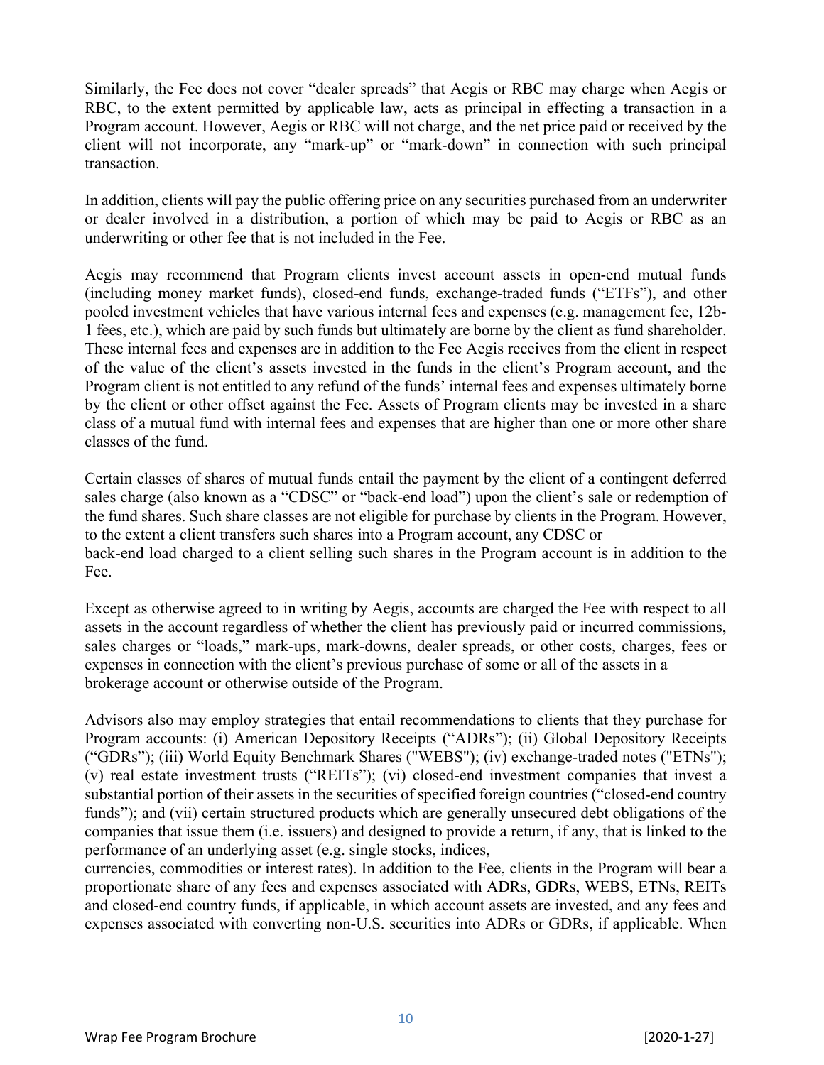Similarly, the Fee does not cover "dealer spreads" that Aegis or RBC may charge when Aegis or RBC, to the extent permitted by applicable law, acts as principal in effecting a transaction in a Program account. However, Aegis or RBC will not charge, and the net price paid or received by the client will not incorporate, any "mark-up" or "mark-down" in connection with such principal transaction.

In addition, clients will pay the public offering price on any securities purchased from an underwriter or dealer involved in a distribution, a portion of which may be paid to Aegis or RBC as an underwriting or other fee that is not included in the Fee.

Aegis may recommend that Program clients invest account assets in open-end mutual funds (including money market funds), closed-end funds, exchange-traded funds ("ETFs"), and other pooled investment vehicles that have various internal fees and expenses (e.g. management fee, 12b-1 fees, etc.), which are paid by such funds but ultimately are borne by the client as fund shareholder. These internal fees and expenses are in addition to the Fee Aegis receives from the client in respect of the value of the client's assets invested in the funds in the client's Program account, and the Program client is not entitled to any refund of the funds' internal fees and expenses ultimately borne by the client or other offset against the Fee. Assets of Program clients may be invested in a share class of a mutual fund with internal fees and expenses that are higher than one or more other share classes of the fund.

Certain classes of shares of mutual funds entail the payment by the client of a contingent deferred sales charge (also known as a "CDSC" or "back-end load") upon the client's sale or redemption of the fund shares. Such share classes are not eligible for purchase by clients in the Program. However, to the extent a client transfers such shares into a Program account, any CDSC or back-end load charged to a client selling such shares in the Program account is in addition to the Fee.

Except as otherwise agreed to in writing by Aegis, accounts are charged the Fee with respect to all assets in the account regardless of whether the client has previously paid or incurred commissions, sales charges or "loads," mark-ups, mark-downs, dealer spreads, or other costs, charges, fees or expenses in connection with the client's previous purchase of some or all of the assets in a brokerage account or otherwise outside of the Program.

Advisors also may employ strategies that entail recommendations to clients that they purchase for Program accounts: (i) American Depository Receipts ("ADRs"); (ii) Global Depository Receipts ("GDRs"); (iii) World Equity Benchmark Shares ("WEBS"); (iv) exchange-traded notes ("ETNs"); (v) real estate investment trusts ("REITs"); (vi) closed-end investment companies that invest a substantial portion of their assets in the securities of specified foreign countries ("closed-end country funds"); and (vii) certain structured products which are generally unsecured debt obligations of the companies that issue them (i.e. issuers) and designed to provide a return, if any, that is linked to the performance of an underlying asset (e.g. single stocks, indices, currencies, commodities or interest rates). In addition to the Fee, clients in the Program will bear a proportionate share of any fees and expenses associated with ADRs, GDRs, WEBS, ETNs, REITs and closed-end country funds, if applicable, in which account assets are invested, and any fees and expenses associated with converting non-U.S. securities into ADRs or GDRs, if applicable. When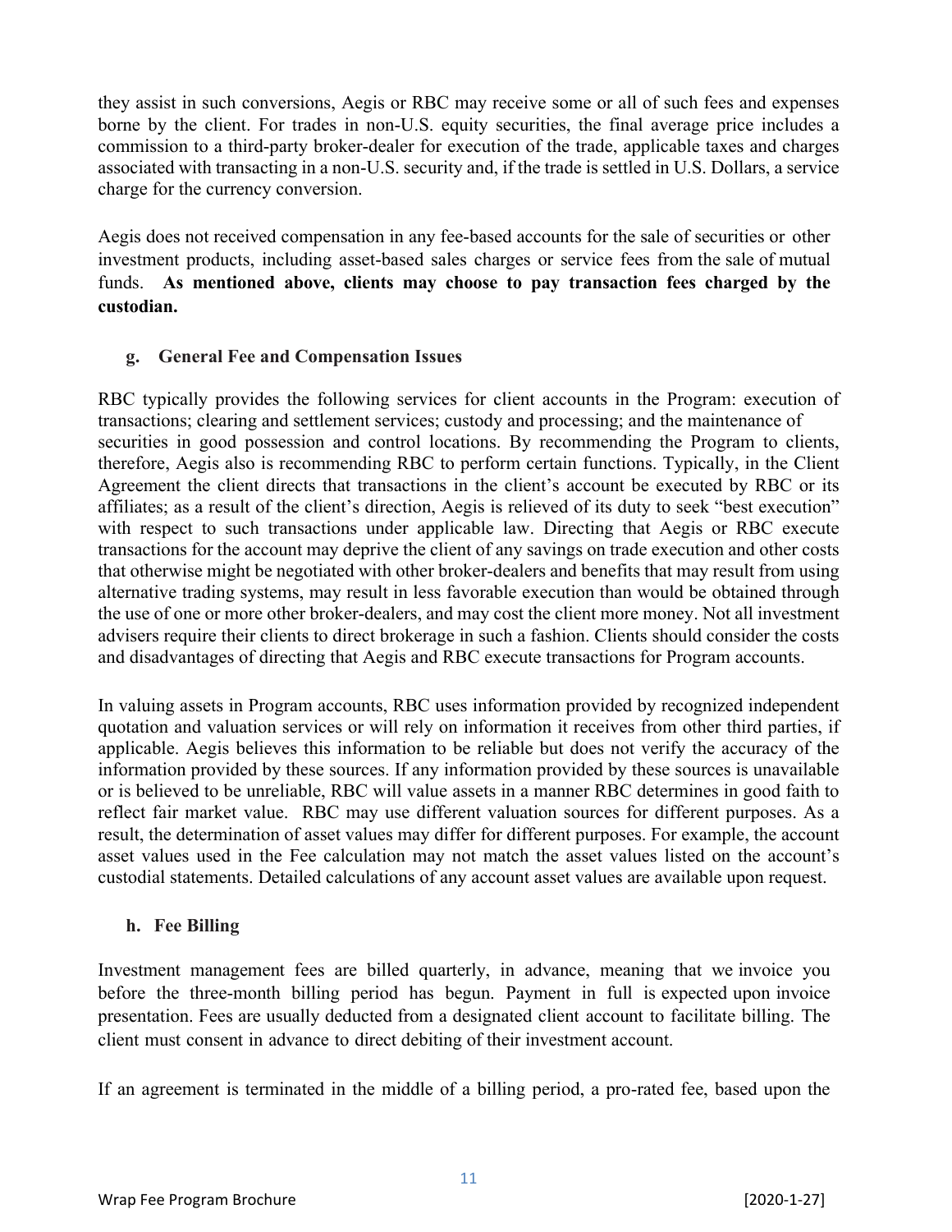they assist in such conversions, Aegis or RBC may receive some or all of such fees and expenses borne by the client. For trades in non-U.S. equity securities, the final average price includes a commission to a third-party broker-dealer for execution of the trade, applicable taxes and charges associated with transacting in a non-U.S. security and, if the trade is settled in U.S. Dollars, a service charge for the currency conversion.

Aegis does not received compensation in any fee-based accounts for the sale of securities or other investment products, including asset-based sales charges or service fees from the sale of mutual funds. **As mentioned above, clients may choose to pay transaction fees charged by the custodian.**

### g. General Fee and Compensation Issues

RBC typically provides the following services for client accounts in the Program: execution of transactions; clearing and settlement services; custody and processing; and the maintenance of securities in good possession and control locations. By recommending the Program to clients, therefore, Aegis also is recommending RBC to perform certain functions. Typically, in the Client Agreement the client directs that transactions in the client's account be executed by RBC or its affiliates; as a result of the client's direction, Aegis is relieved of its duty to seek "best execution" with respect to such transactions under applicable law. Directing that Aegis or RBC execute transactions for the account may deprive the client of any savings on trade execution and other costs that otherwise might be negotiated with other broker-dealers and benefits that may result from using alternative trading systems, may result in less favorable execution than would be obtained through the use of one or more other broker-dealers, and may cost the client more money. Not all investment advisers require their clients to direct brokerage in such a fashion. Clients should consider the costs and disadvantages of directing that Aegis and RBC execute transactions for Program accounts.

In valuing assets in Program accounts, RBC uses information provided by recognized independent quotation and valuation services or will rely on information it receives from other third parties, if applicable. Aegis believes this information to be reliable but does not verify the accuracy of the information provided by these sources. If any information provided by these sources is unavailable or is believed to be unreliable, RBC will value assets in a manner RBC determines in good faith to reflect fair market value. RBC may use different valuation sources for different purposes. As a result, the determination of asset values may differ for different purposes. For example, the account asset values used in the Fee calculation may not match the asset values listed on the account's custodial statements. Detailed calculations of any account asset values are available upon request.

### h. Fee Billing

Investment management fees are billed quarterly, in advance, meaning that we invoice you before the three-month billing period has begun. Payment in full is expected upon invoice presentation. Fees are usually deducted from a designated client account to facilitate billing. The client must consent in advance to direct debiting of their investment account.

If an agreement is terminated in the middle of a billing period, a pro-rated fee, based upon the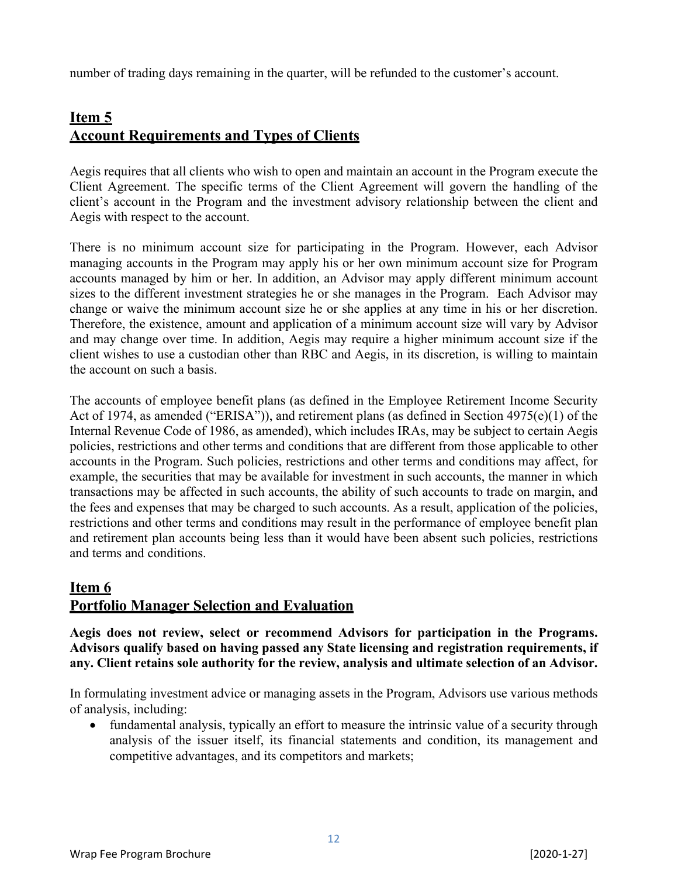number of trading days remaining in the quarter, will be refunded to the customer's account.

## Item 5
## Account Requirements and Types of Clients

Aegis requires that all clients who wish to open and maintain an account in the Program execute the Client Agreement. The specific terms of the Client Agreement will govern the handling of the client's account in the Program and the investment advisory relationship between the client and Aegis with respect to the account.

There is no minimum account size for participating in the Program. However, each Advisor managing accounts in the Program may apply his or her own minimum account size for Program accounts managed by him or her. In addition, an Advisor may apply different minimum account sizes to the different investment strategies he or she manages in the Program. Each Advisor may change or waive the minimum account size he or she applies at any time in his or her discretion. Therefore, the existence, amount and application of a minimum account size will vary by Advisor and may change over time. In addition, Aegis may require a higher minimum account size if the client wishes to use a custodian other than RBC and Aegis, in its discretion, is willing to maintain the account on such a basis.

The accounts of employee benefit plans (as defined in the Employee Retirement Income Security Act of 1974, as amended ("ERISA")), and retirement plans (as defined in Section 4975(e)(1) of the Internal Revenue Code of 1986, as amended), which includes IRAs, may be subject to certain Aegis policies, restrictions and other terms and conditions that are different from those applicable to other accounts in the Program. Such policies, restrictions and other terms and conditions may affect, for example, the securities that may be available for investment in such accounts, the manner in which transactions may be affected in such accounts, the ability of such accounts to trade on margin, and the fees and expenses that may be charged to such accounts. As a result, application of the policies, restrictions and other terms and conditions may result in the performance of employee benefit plan and retirement plan accounts being less than it would have been absent such policies, restrictions and terms and conditions.

## Item 6
## Portfolio Manager Selection and Evaluation

**Aegis does not review, select or recommend Advisors for participation in the Programs. Advisors qualify based on having passed any State licensing and registration requirements, if any. Client retains sole authority for the review, analysis and ultimate selection of an Advisor.**

In formulating investment advice or managing assets in the Program, Advisors use various methods of analysis, including:

- fundamental analysis, typically an effort to measure the intrinsic value of a security through analysis of the issuer itself, its financial statements and condition, its management and competitive advantages, and its competitors and markets;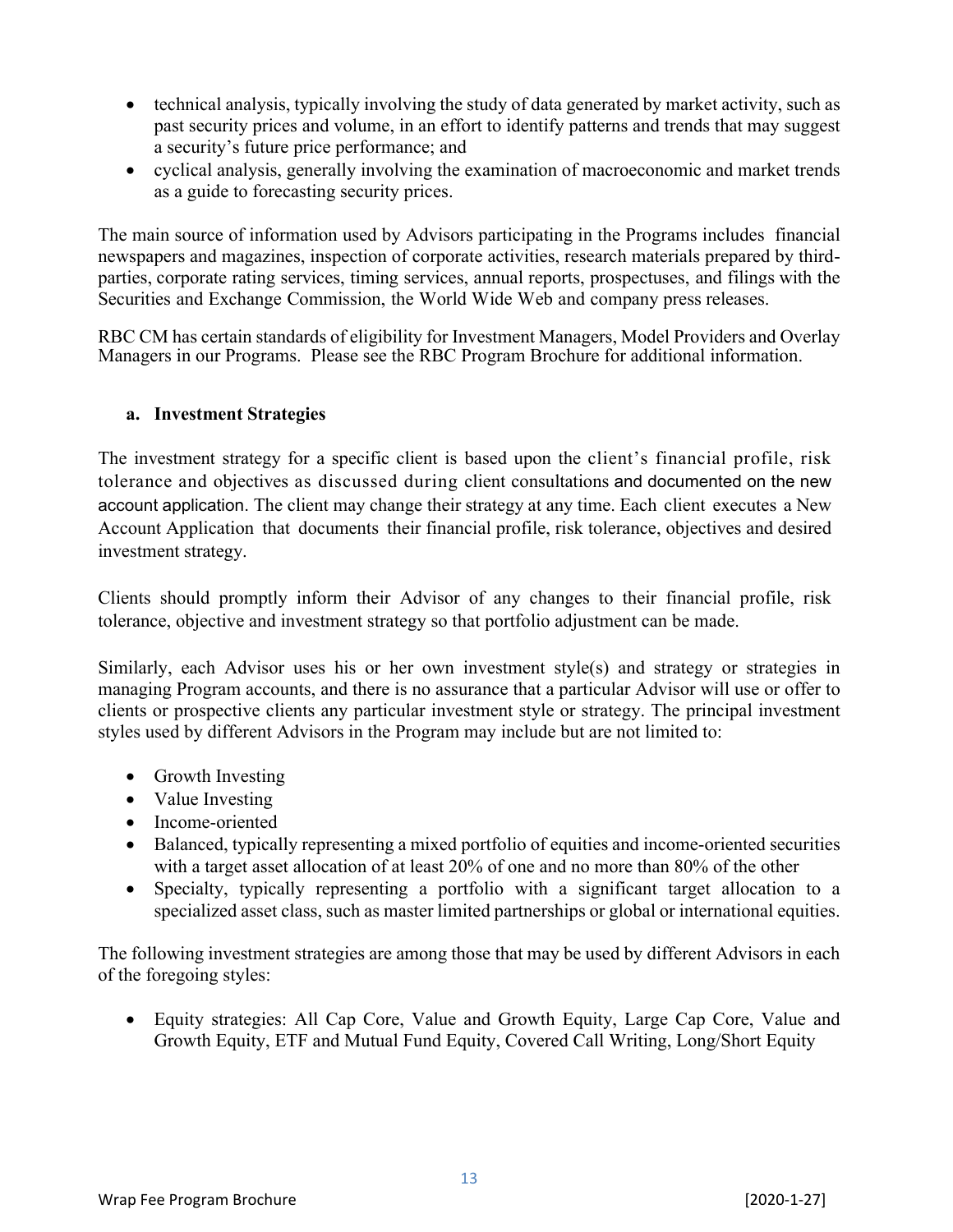- technical analysis, typically involving the study of data generated by market activity, such as past security prices and volume, in an effort to identify patterns and trends that may suggest a security's future price performance; and
- cyclical analysis, generally involving the examination of macroeconomic and market trends as a guide to forecasting security prices.

The main source of information used by Advisors participating in the Programs includes financial newspapers and magazines, inspection of corporate activities, research materials prepared by third-parties, corporate rating services, timing services, annual reports, prospectuses, and filings with the Securities and Exchange Commission, the World Wide Web and company press releases.

RBC CM has certain standards of eligibility for Investment Managers, Model Providers and Overlay Managers in our Programs. Please see the RBC Program Brochure for additional information.

### a. Investment Strategies

The investment strategy for a specific client is based upon the client's financial profile, risk tolerance and objectives as discussed during client consultations and documented on the new account application. The client may change their strategy at any time. Each client executes a New Account Application that documents their financial profile, risk tolerance, objectives and desired investment strategy.

Clients should promptly inform their Advisor of any changes to their financial profile, risk tolerance, objective and investment strategy so that portfolio adjustment can be made.

Similarly, each Advisor uses his or her own investment style(s) and strategy or strategies in managing Program accounts, and there is no assurance that a particular Advisor will use or offer to clients or prospective clients any particular investment style or strategy. The principal investment styles used by different Advisors in the Program may include but are not limited to:

- Growth Investing
- Value Investing
- Income-oriented
- Balanced, typically representing a mixed portfolio of equities and income-oriented securities with a target asset allocation of at least 20% of one and no more than 80% of the other
- Specialty, typically representing a portfolio with a significant target allocation to a specialized asset class, such as master limited partnerships or global or international equities.

The following investment strategies are among those that may be used by different Advisors in each of the foregoing styles:

- Equity strategies: All Cap Core, Value and Growth Equity, Large Cap Core, Value and Growth Equity, ETF and Mutual Fund Equity, Covered Call Writing, Long/Short Equity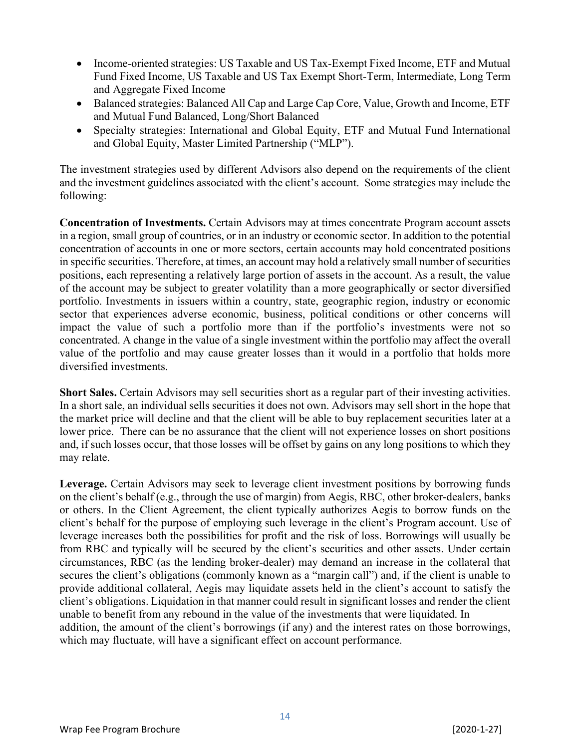- Income-oriented strategies: US Taxable and US Tax-Exempt Fixed Income, ETF and Mutual Fund Fixed Income, US Taxable and US Tax Exempt Short-Term, Intermediate, Long Term and Aggregate Fixed Income
- Balanced strategies: Balanced All Cap and Large Cap Core, Value, Growth and Income, ETF and Mutual Fund Balanced, Long/Short Balanced
- Specialty strategies: International and Global Equity, ETF and Mutual Fund International and Global Equity, Master Limited Partnership ("MLP").

The investment strategies used by different Advisors also depend on the requirements of the client and the investment guidelines associated with the client's account. Some strategies may include the following:

**Concentration of Investments.** Certain Advisors may at times concentrate Program account assets in a region, small group of countries, or in an industry or economic sector. In addition to the potential concentration of accounts in one or more sectors, certain accounts may hold concentrated positions in specific securities. Therefore, at times, an account may hold a relatively small number of securities positions, each representing a relatively large portion of assets in the account. As a result, the value of the account may be subject to greater volatility than a more geographically or sector diversified portfolio. Investments in issuers within a country, state, geographic region, industry or economic sector that experiences adverse economic, business, political conditions or other concerns will impact the value of such a portfolio more than if the portfolio's investments were not so concentrated. A change in the value of a single investment within the portfolio may affect the overall value of the portfolio and may cause greater losses than it would in a portfolio that holds more diversified investments.

**Short Sales.** Certain Advisors may sell securities short as a regular part of their investing activities. In a short sale, an individual sells securities it does not own. Advisors may sell short in the hope that the market price will decline and that the client will be able to buy replacement securities later at a lower price. There can be no assurance that the client will not experience losses on short positions and, if such losses occur, that those losses will be offset by gains on any long positions to which they may relate.

**Leverage.** Certain Advisors may seek to leverage client investment positions by borrowing funds on the client's behalf (e.g., through the use of margin) from Aegis, RBC, other broker-dealers, banks or others. In the Client Agreement, the client typically authorizes Aegis to borrow funds on the client's behalf for the purpose of employing such leverage in the client's Program account. Use of leverage increases both the possibilities for profit and the risk of loss. Borrowings will usually be from RBC and typically will be secured by the client's securities and other assets. Under certain circumstances, RBC (as the lending broker-dealer) may demand an increase in the collateral that secures the client's obligations (commonly known as a "margin call") and, if the client is unable to provide additional collateral, Aegis may liquidate assets held in the client's account to satisfy the client's obligations. Liquidation in that manner could result in significant losses and render the client unable to benefit from any rebound in the value of the investments that were liquidated. In addition, the amount of the client's borrowings (if any) and the interest rates on those borrowings, which may fluctuate, will have a significant effect on account performance.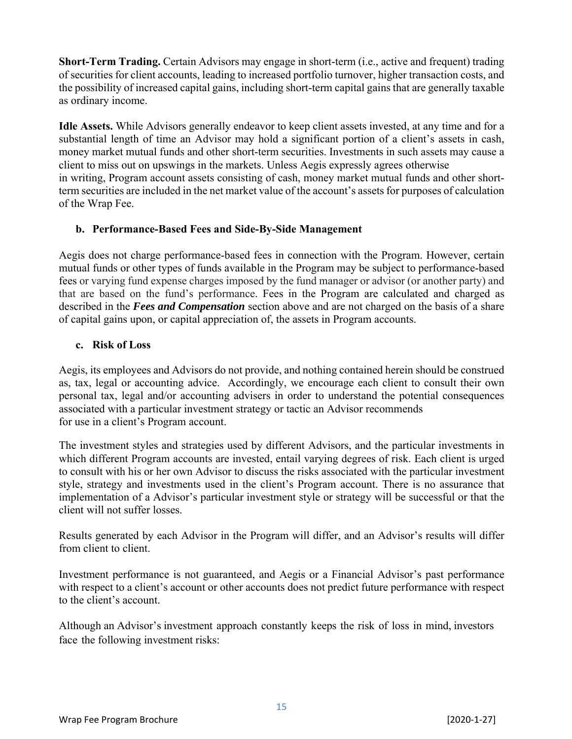**Short-Term Trading.** Certain Advisors may engage in short-term (i.e., active and frequent) trading of securities for client accounts, leading to increased portfolio turnover, higher transaction costs, and the possibility of increased capital gains, including short-term capital gains that are generally taxable as ordinary income.

**Idle Assets.** While Advisors generally endeavor to keep client assets invested, at any time and for a substantial length of time an Advisor may hold a significant portion of a client's assets in cash, money market mutual funds and other short-term securities. Investments in such assets may cause a client to miss out on upswings in the markets. Unless Aegis expressly agrees otherwise in writing, Program account assets consisting of cash, money market mutual funds and other short-term securities are included in the net market value of the account's assets for purposes of calculation of the Wrap Fee.

### b. Performance-Based Fees and Side-By-Side Management

Aegis does not charge performance-based fees in connection with the Program. However, certain mutual funds or other types of funds available in the Program may be subject to performance-based fees or varying fund expense charges imposed by the fund manager or advisor (or another party) and that are based on the fund's performance. Fees in the Program are calculated and charged as described in the ***Fees and Compensation*** section above and are not charged on the basis of a share of capital gains upon, or capital appreciation of, the assets in Program accounts.

### c. Risk of Loss

Aegis, its employees and Advisors do not provide, and nothing contained herein should be construed as, tax, legal or accounting advice. Accordingly, we encourage each client to consult their own personal tax, legal and/or accounting advisers in order to understand the potential consequences associated with a particular investment strategy or tactic an Advisor recommends for use in a client's Program account.

The investment styles and strategies used by different Advisors, and the particular investments in which different Program accounts are invested, entail varying degrees of risk. Each client is urged to consult with his or her own Advisor to discuss the risks associated with the particular investment style, strategy and investments used in the client's Program account. There is no assurance that implementation of a Advisor's particular investment style or strategy will be successful or that the client will not suffer losses.

Results generated by each Advisor in the Program will differ, and an Advisor's results will differ from client to client.

Investment performance is not guaranteed, and Aegis or a Financial Advisor's past performance with respect to a client's account or other accounts does not predict future performance with respect to the client's account.

Although an Advisor's investment approach constantly keeps the risk of loss in mind, investors face the following investment risks: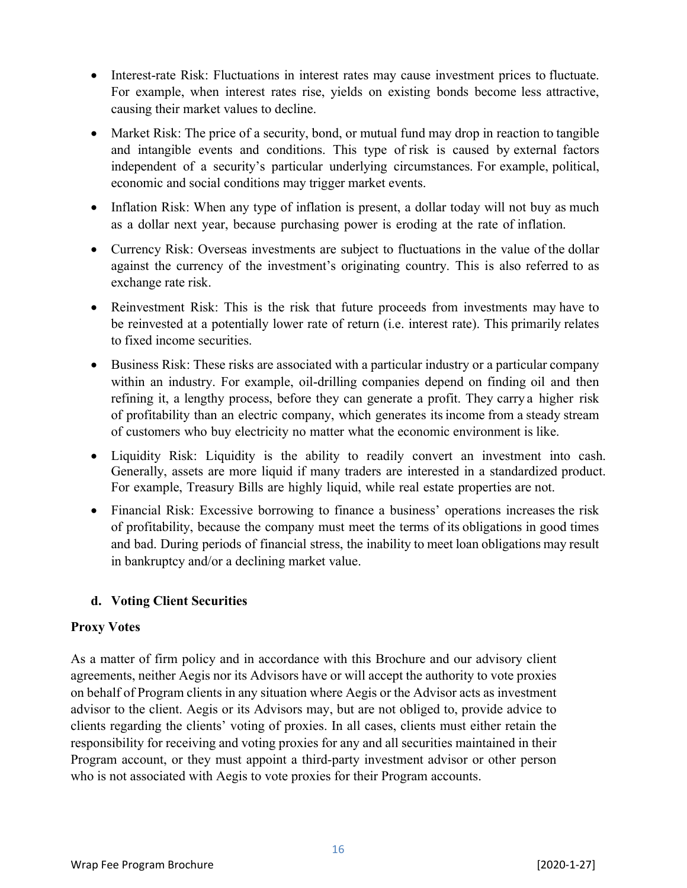- Interest-rate Risk: Fluctuations in interest rates may cause investment prices to fluctuate. For example, when interest rates rise, yields on existing bonds become less attractive, causing their market values to decline.
- Market Risk: The price of a security, bond, or mutual fund may drop in reaction to tangible and intangible events and conditions. This type of risk is caused by external factors independent of a security's particular underlying circumstances. For example, political, economic and social conditions may trigger market events.
- Inflation Risk: When any type of inflation is present, a dollar today will not buy as much as a dollar next year, because purchasing power is eroding at the rate of inflation.
- Currency Risk: Overseas investments are subject to fluctuations in the value of the dollar against the currency of the investment's originating country. This is also referred to as exchange rate risk.
- Reinvestment Risk: This is the risk that future proceeds from investments may have to be reinvested at a potentially lower rate of return (i.e. interest rate). This primarily relates to fixed income securities.
- Business Risk: These risks are associated with a particular industry or a particular company within an industry. For example, oil-drilling companies depend on finding oil and then refining it, a lengthy process, before they can generate a profit. They carry a higher risk of profitability than an electric company, which generates its income from a steady stream of customers who buy electricity no matter what the economic environment is like.
- Liquidity Risk: Liquidity is the ability to readily convert an investment into cash. Generally, assets are more liquid if many traders are interested in a standardized product. For example, Treasury Bills are highly liquid, while real estate properties are not.
- Financial Risk: Excessive borrowing to finance a business' operations increases the risk of profitability, because the company must meet the terms of its obligations in good times and bad. During periods of financial stress, the inability to meet loan obligations may result in bankruptcy and/or a declining market value.

### d. Voting Client Securities

**Proxy Votes**

As a matter of firm policy and in accordance with this Brochure and our advisory client agreements, neither Aegis nor its Advisors have or will accept the authority to vote proxies on behalf of Program clients in any situation where Aegis or the Advisor acts as investment advisor to the client. Aegis or its Advisors may, but are not obliged to, provide advice to clients regarding the clients' voting of proxies. In all cases, clients must either retain the responsibility for receiving and voting proxies for any and all securities maintained in their Program account, or they must appoint a third-party investment advisor or other person who is not associated with Aegis to vote proxies for their Program accounts.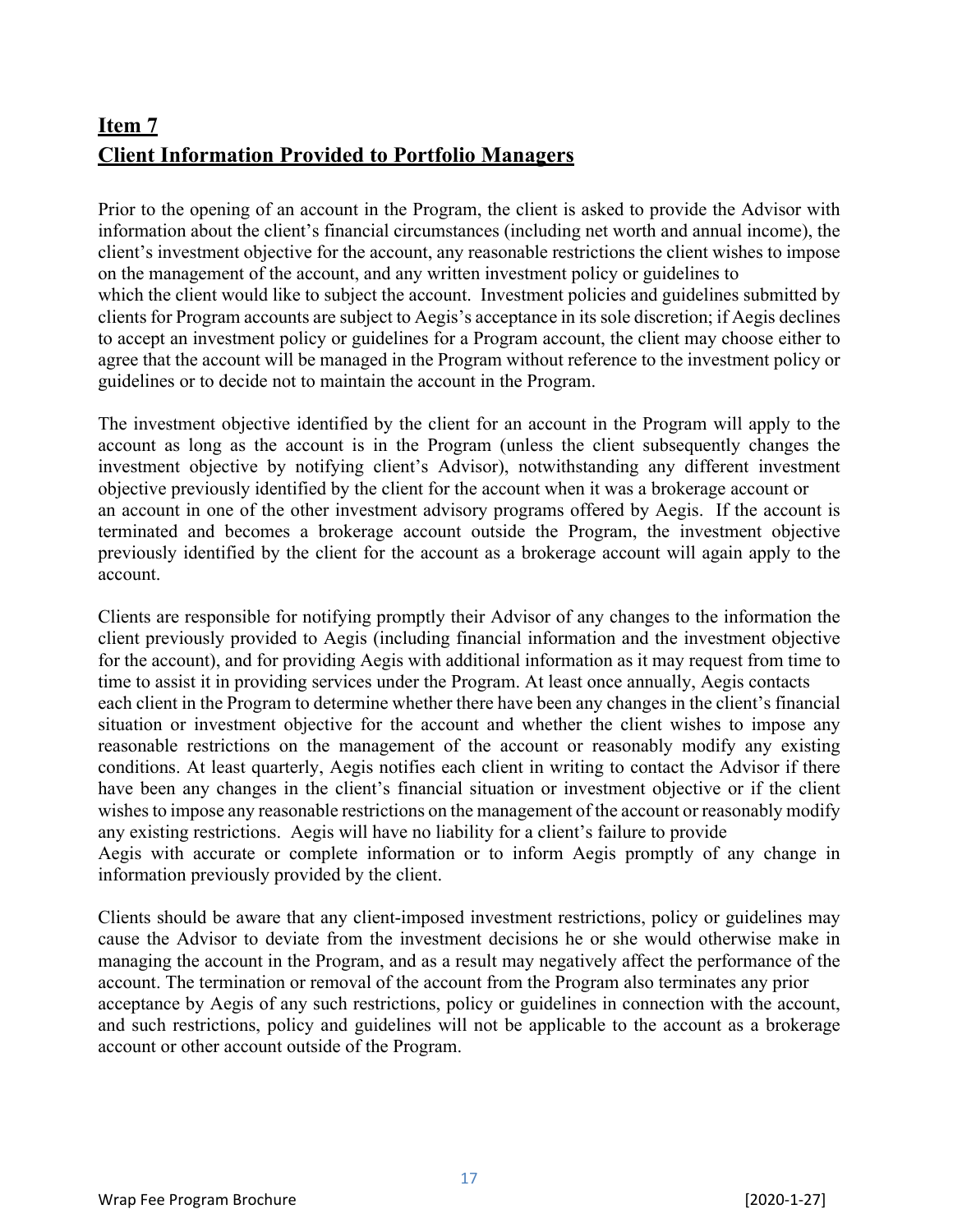## Item 7
## Client Information Provided to Portfolio Managers

Prior to the opening of an account in the Program, the client is asked to provide the Advisor with information about the client's financial circumstances (including net worth and annual income), the client's investment objective for the account, any reasonable restrictions the client wishes to impose on the management of the account, and any written investment policy or guidelines to which the client would like to subject the account. Investment policies and guidelines submitted by clients for Program accounts are subject to Aegis's acceptance in its sole discretion; if Aegis declines to accept an investment policy or guidelines for a Program account, the client may choose either to agree that the account will be managed in the Program without reference to the investment policy or guidelines or to decide not to maintain the account in the Program.

The investment objective identified by the client for an account in the Program will apply to the account as long as the account is in the Program (unless the client subsequently changes the investment objective by notifying client's Advisor), notwithstanding any different investment objective previously identified by the client for the account when it was a brokerage account or an account in one of the other investment advisory programs offered by Aegis. If the account is terminated and becomes a brokerage account outside the Program, the investment objective previously identified by the client for the account as a brokerage account will again apply to the account.

Clients are responsible for notifying promptly their Advisor of any changes to the information the client previously provided to Aegis (including financial information and the investment objective for the account), and for providing Aegis with additional information as it may request from time to time to assist it in providing services under the Program. At least once annually, Aegis contacts each client in the Program to determine whether there have been any changes in the client's financial situation or investment objective for the account and whether the client wishes to impose any reasonable restrictions on the management of the account or reasonably modify any existing conditions. At least quarterly, Aegis notifies each client in writing to contact the Advisor if there have been any changes in the client's financial situation or investment objective or if the client wishes to impose any reasonable restrictions on the management of the account or reasonably modify any existing restrictions. Aegis will have no liability for a client's failure to provide Aegis with accurate or complete information or to inform Aegis promptly of any change in information previously provided by the client.

Clients should be aware that any client-imposed investment restrictions, policy or guidelines may cause the Advisor to deviate from the investment decisions he or she would otherwise make in managing the account in the Program, and as a result may negatively affect the performance of the account. The termination or removal of the account from the Program also terminates any prior acceptance by Aegis of any such restrictions, policy or guidelines in connection with the account, and such restrictions, policy and guidelines will not be applicable to the account as a brokerage account or other account outside of the Program.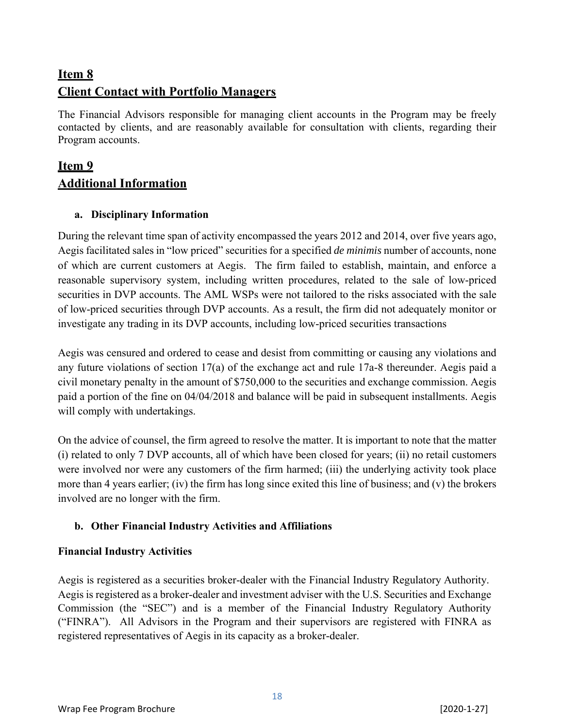## Item 8
## Client Contact with Portfolio Managers

The Financial Advisors responsible for managing client accounts in the Program may be freely contacted by clients, and are reasonably available for consultation with clients, regarding their Program accounts.

## Item 9
## Additional Information

### a. Disciplinary Information

During the relevant time span of activity encompassed the years 2012 and 2014, over five years ago, Aegis facilitated sales in "low priced" securities for a specified *de minimis* number of accounts, none of which are current customers at Aegis. The firm failed to establish, maintain, and enforce a reasonable supervisory system, including written procedures, related to the sale of low-priced securities in DVP accounts. The AML WSPs were not tailored to the risks associated with the sale of low-priced securities through DVP accounts. As a result, the firm did not adequately monitor or investigate any trading in its DVP accounts, including low-priced securities transactions

Aegis was censured and ordered to cease and desist from committing or causing any violations and any future violations of section 17(a) of the exchange act and rule 17a-8 thereunder. Aegis paid a civil monetary penalty in the amount of $750,000 to the securities and exchange commission. Aegis paid a portion of the fine on 04/04/2018 and balance will be paid in subsequent installments. Aegis will comply with undertakings.

On the advice of counsel, the firm agreed to resolve the matter. It is important to note that the matter (i) related to only 7 DVP accounts, all of which have been closed for years; (ii) no retail customers were involved nor were any customers of the firm harmed; (iii) the underlying activity took place more than 4 years earlier; (iv) the firm has long since exited this line of business; and (v) the brokers involved are no longer with the firm.

### b. Other Financial Industry Activities and Affiliations

**Financial Industry Activities**

Aegis is registered as a securities broker-dealer with the Financial Industry Regulatory Authority. Aegis is registered as a broker-dealer and investment adviser with the U.S. Securities and Exchange Commission (the "SEC") and is a member of the Financial Industry Regulatory Authority ("FINRA"). All Advisors in the Program and their supervisors are registered with FINRA as registered representatives of Aegis in its capacity as a broker-dealer.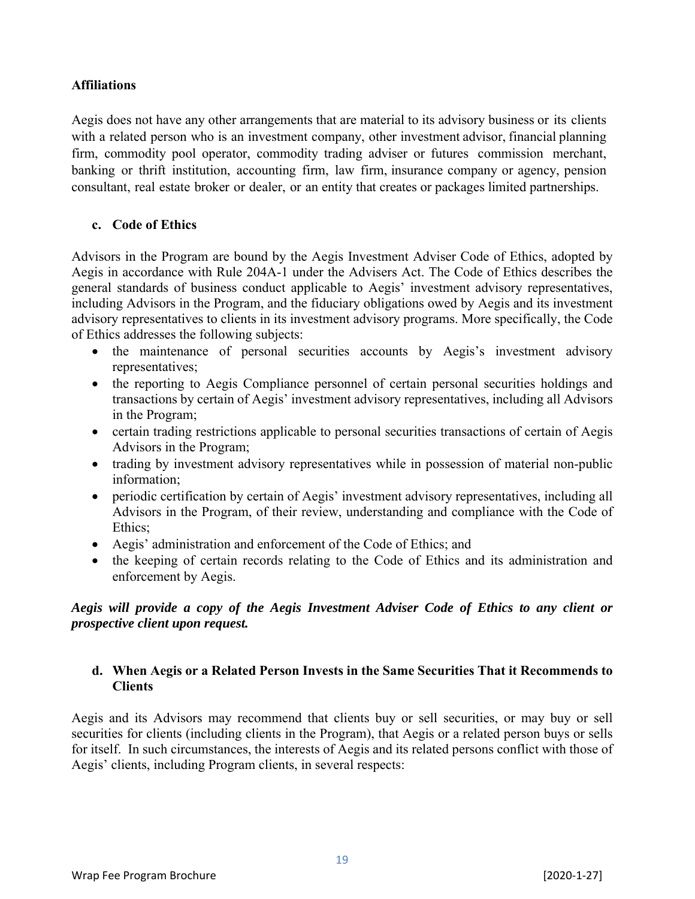**Affiliations**

Aegis does not have any other arrangements that are material to its advisory business or its clients with a related person who is an investment company, other investment advisor, financial planning firm, commodity pool operator, commodity trading adviser or futures commission merchant, banking or thrift institution, accounting firm, law firm, insurance company or agency, pension consultant, real estate broker or dealer, or an entity that creates or packages limited partnerships.

**c. Code of Ethics**

Advisors in the Program are bound by the Aegis Investment Adviser Code of Ethics, adopted by Aegis in accordance with Rule 204A-1 under the Advisers Act. The Code of Ethics describes the general standards of business conduct applicable to Aegis' investment advisory representatives, including Advisors in the Program, and the fiduciary obligations owed by Aegis and its investment advisory representatives to clients in its investment advisory programs. More specifically, the Code of Ethics addresses the following subjects:

- the maintenance of personal securities accounts by Aegis's investment advisory representatives;
- the reporting to Aegis Compliance personnel of certain personal securities holdings and transactions by certain of Aegis' investment advisory representatives, including all Advisors in the Program;
- certain trading restrictions applicable to personal securities transactions of certain of Aegis Advisors in the Program;
- trading by investment advisory representatives while in possession of material non-public information;
- periodic certification by certain of Aegis' investment advisory representatives, including all Advisors in the Program, of their review, understanding and compliance with the Code of Ethics;
- Aegis' administration and enforcement of the Code of Ethics; and
- the keeping of certain records relating to the Code of Ethics and its administration and enforcement by Aegis.

***Aegis will provide a copy of the Aegis Investment Adviser Code of Ethics to any client or prospective client upon request.***

**d. When Aegis or a Related Person Invests in the Same Securities That it Recommends to Clients**

Aegis and its Advisors may recommend that clients buy or sell securities, or may buy or sell securities for clients (including clients in the Program), that Aegis or a related person buys or sells for itself. In such circumstances, the interests of Aegis and its related persons conflict with those of Aegis' clients, including Program clients, in several respects: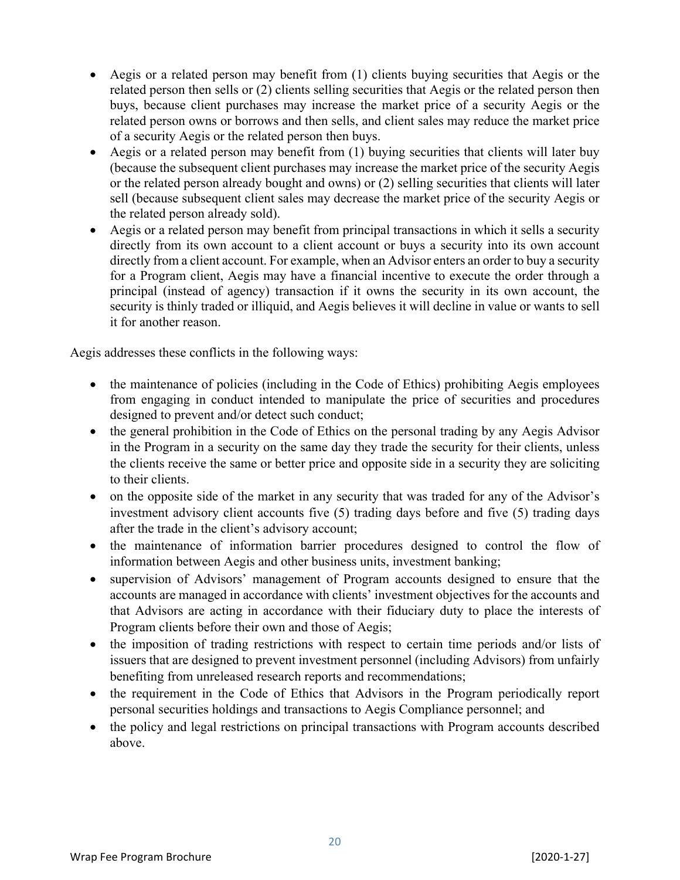- Aegis or a related person may benefit from (1) clients buying securities that Aegis or the related person then sells or (2) clients selling securities that Aegis or the related person then buys, because client purchases may increase the market price of a security Aegis or the related person owns or borrows and then sells, and client sales may reduce the market price of a security Aegis or the related person then buys.
- Aegis or a related person may benefit from (1) buying securities that clients will later buy (because the subsequent client purchases may increase the market price of the security Aegis or the related person already bought and owns) or (2) selling securities that clients will later sell (because subsequent client sales may decrease the market price of the security Aegis or the related person already sold).
- Aegis or a related person may benefit from principal transactions in which it sells a security directly from its own account to a client account or buys a security into its own account directly from a client account. For example, when an Advisor enters an order to buy a security for a Program client, Aegis may have a financial incentive to execute the order through a principal (instead of agency) transaction if it owns the security in its own account, the security is thinly traded or illiquid, and Aegis believes it will decline in value or wants to sell it for another reason.

Aegis addresses these conflicts in the following ways:

- the maintenance of policies (including in the Code of Ethics) prohibiting Aegis employees from engaging in conduct intended to manipulate the price of securities and procedures designed to prevent and/or detect such conduct;
- the general prohibition in the Code of Ethics on the personal trading by any Aegis Advisor in the Program in a security on the same day they trade the security for their clients, unless the clients receive the same or better price and opposite side in a security they are soliciting to their clients.
- on the opposite side of the market in any security that was traded for any of the Advisor's investment advisory client accounts five (5) trading days before and five (5) trading days after the trade in the client's advisory account;
- the maintenance of information barrier procedures designed to control the flow of information between Aegis and other business units, investment banking;
- supervision of Advisors' management of Program accounts designed to ensure that the accounts are managed in accordance with clients' investment objectives for the accounts and that Advisors are acting in accordance with their fiduciary duty to place the interests of Program clients before their own and those of Aegis;
- the imposition of trading restrictions with respect to certain time periods and/or lists of issuers that are designed to prevent investment personnel (including Advisors) from unfairly benefiting from unreleased research reports and recommendations;
- the requirement in the Code of Ethics that Advisors in the Program periodically report personal securities holdings and transactions to Aegis Compliance personnel; and
- the policy and legal restrictions on principal transactions with Program accounts described above.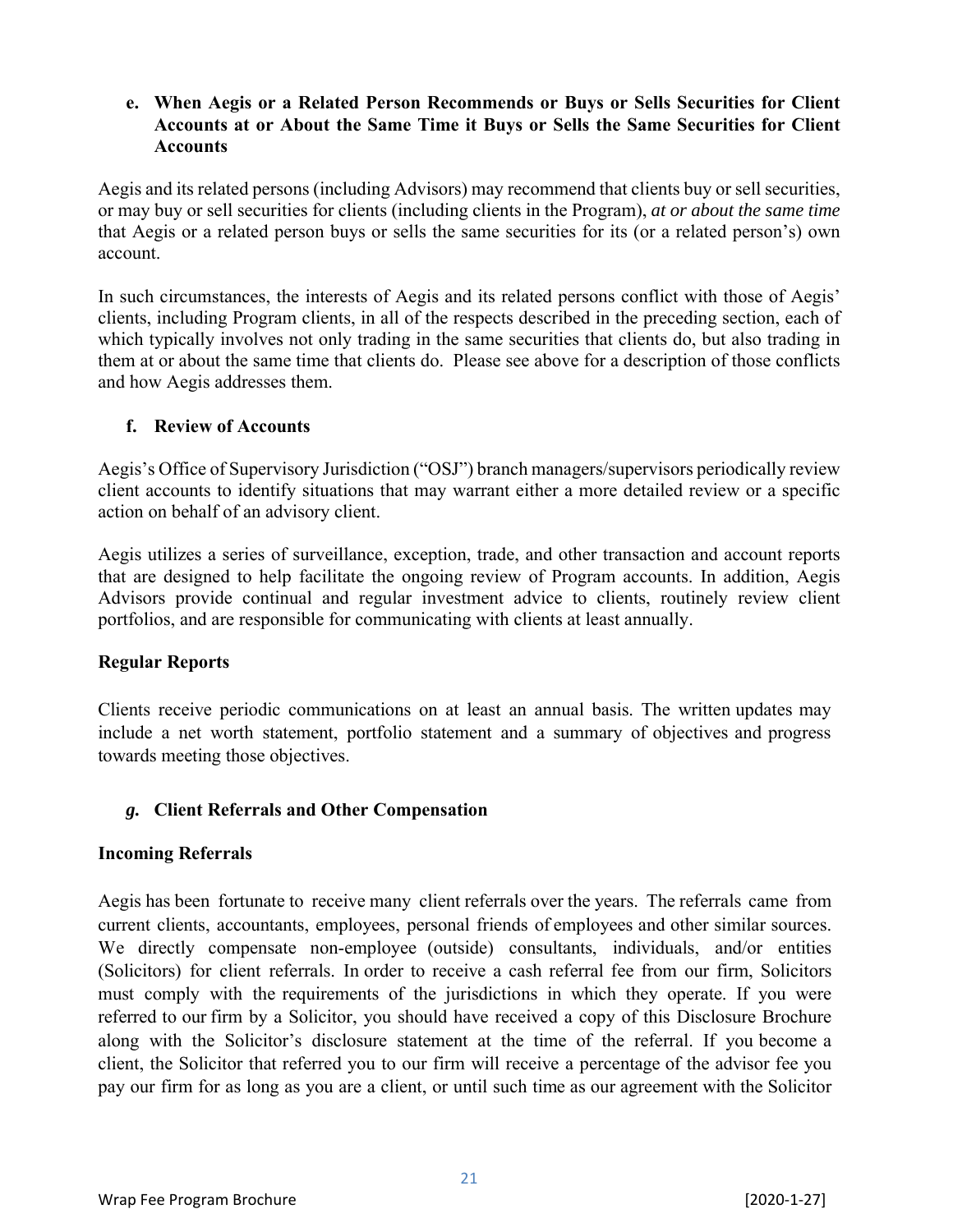### e. When Aegis or a Related Person Recommends or Buys or Sells Securities for Client Accounts at or About the Same Time it Buys or Sells the Same Securities for Client Accounts

Aegis and its related persons (including Advisors) may recommend that clients buy or sell securities, or may buy or sell securities for clients (including clients in the Program), *at or about the same time* that Aegis or a related person buys or sells the same securities for its (or a related person's) own account.

In such circumstances, the interests of Aegis and its related persons conflict with those of Aegis' clients, including Program clients, in all of the respects described in the preceding section, each of which typically involves not only trading in the same securities that clients do, but also trading in them at or about the same time that clients do. Please see above for a description of those conflicts and how Aegis addresses them.

### f. Review of Accounts

Aegis's Office of Supervisory Jurisdiction ("OSJ") branch managers/supervisors periodically review client accounts to identify situations that may warrant either a more detailed review or a specific action on behalf of an advisory client.

Aegis utilizes a series of surveillance, exception, trade, and other transaction and account reports that are designed to help facilitate the ongoing review of Program accounts. In addition, Aegis Advisors provide continual and regular investment advice to clients, routinely review client portfolios, and are responsible for communicating with clients at least annually.

**Regular Reports**

Clients receive periodic communications on at least an annual basis. The written updates may include a net worth statement, portfolio statement and a summary of objectives and progress towards meeting those objectives.

### *g.* Client Referrals and Other Compensation

**Incoming Referrals**

Aegis has been fortunate to receive many client referrals over the years. The referrals came from current clients, accountants, employees, personal friends of employees and other similar sources. We directly compensate non-employee (outside) consultants, individuals, and/or entities (Solicitors) for client referrals. In order to receive a cash referral fee from our firm, Solicitors must comply with the requirements of the jurisdictions in which they operate. If you were referred to our firm by a Solicitor, you should have received a copy of this Disclosure Brochure along with the Solicitor's disclosure statement at the time of the referral. If you become a client, the Solicitor that referred you to our firm will receive a percentage of the advisor fee you pay our firm for as long as you are a client, or until such time as our agreement with the Solicitor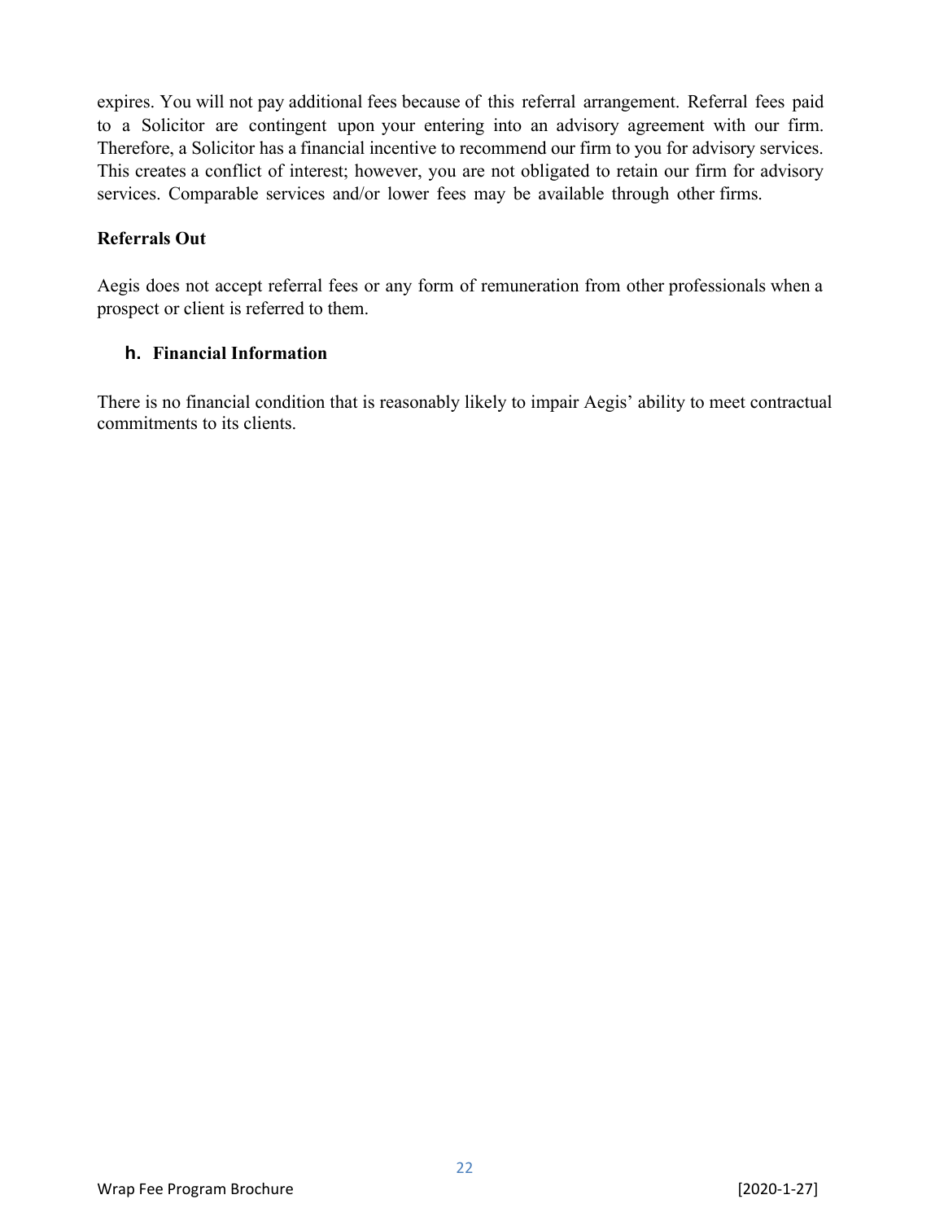expires. You will not pay additional fees because of this referral arrangement. Referral fees paid to a Solicitor are contingent upon your entering into an advisory agreement with our firm. Therefore, a Solicitor has a financial incentive to recommend our firm to you for advisory services. This creates a conflict of interest; however, you are not obligated to retain our firm for advisory services. Comparable services and/or lower fees may be available through other firms.

**Referrals Out**

Aegis does not accept referral fees or any form of remuneration from other professionals when a prospect or client is referred to them.

**h. Financial Information**

There is no financial condition that is reasonably likely to impair Aegis' ability to meet contractual commitments to its clients.